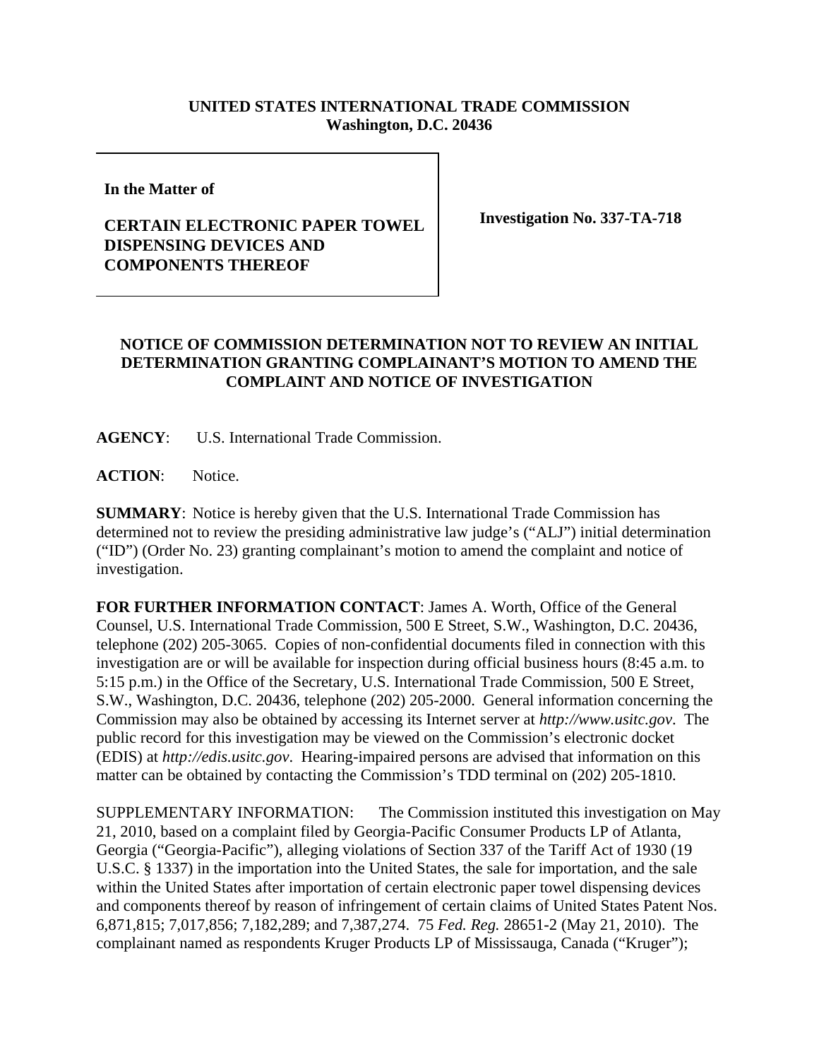**UNITED STATES INTERNATIONAL TRADE COMMISSION**
**Washington, D.C. 20436**

**In the Matter of**

**CERTAIN ELECTRONIC PAPER TOWEL DISPENSING DEVICES AND COMPONENTS THEREOF**

**Investigation No. 337-TA-718**

**NOTICE OF COMMISSION DETERMINATION NOT TO REVIEW AN INITIAL DETERMINATION GRANTING COMPLAINANT'S MOTION TO AMEND THE COMPLAINT AND NOTICE OF INVESTIGATION**

**AGENCY**: U.S. International Trade Commission.

**ACTION**: Notice.

**SUMMARY**: Notice is hereby given that the U.S. International Trade Commission has determined not to review the presiding administrative law judge's ("ALJ") initial determination ("ID") (Order No. 23) granting complainant's motion to amend the complaint and notice of investigation.

**FOR FURTHER INFORMATION CONTACT**: James A. Worth, Office of the General Counsel, U.S. International Trade Commission, 500 E Street, S.W., Washington, D.C. 20436, telephone (202) 205-3065. Copies of non-confidential documents filed in connection with this investigation are or will be available for inspection during official business hours (8:45 a.m. to 5:15 p.m.) in the Office of the Secretary, U.S. International Trade Commission, 500 E Street, S.W., Washington, D.C. 20436, telephone (202) 205-2000. General information concerning the Commission may also be obtained by accessing its Internet server at *http://www.usitc.gov*. The public record for this investigation may be viewed on the Commission's electronic docket (EDIS) at *http://edis.usitc.gov*. Hearing-impaired persons are advised that information on this matter can be obtained by contacting the Commission's TDD terminal on (202) 205-1810.

SUPPLEMENTARY INFORMATION: The Commission instituted this investigation on May 21, 2010, based on a complaint filed by Georgia-Pacific Consumer Products LP of Atlanta, Georgia ("Georgia-Pacific"), alleging violations of Section 337 of the Tariff Act of 1930 (19 U.S.C. § 1337) in the importation into the United States, the sale for importation, and the sale within the United States after importation of certain electronic paper towel dispensing devices and components thereof by reason of infringement of certain claims of United States Patent Nos. 6,871,815; 7,017,856; 7,182,289; and 7,387,274. 75 *Fed. Reg.* 28651-2 (May 21, 2010). The complainant named as respondents Kruger Products LP of Mississauga, Canada ("Kruger");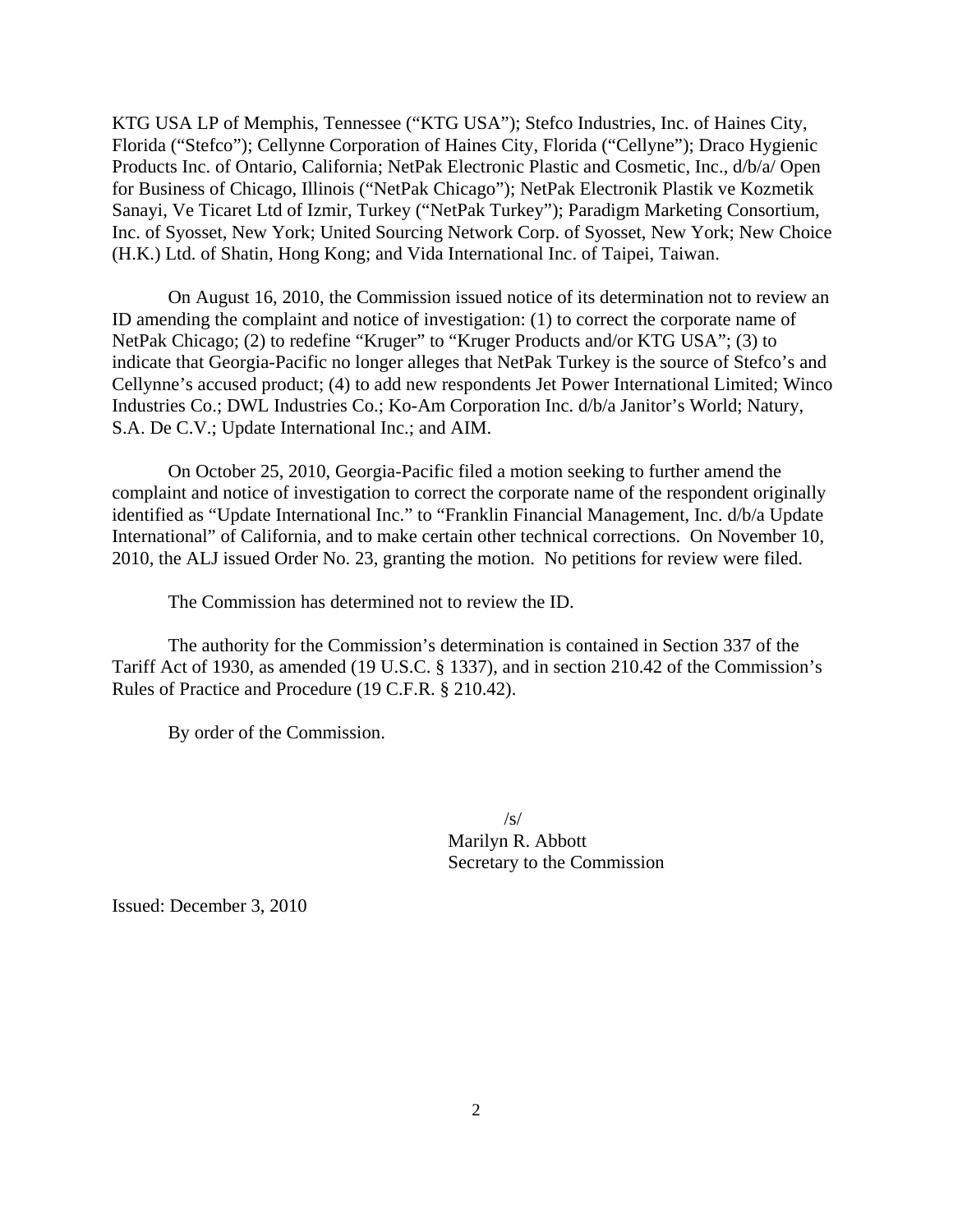KTG USA LP of Memphis, Tennessee ("KTG USA"); Stefco Industries, Inc. of Haines City, Florida ("Stefco"); Cellynne Corporation of Haines City, Florida ("Cellyne"); Draco Hygienic Products Inc. of Ontario, California; NetPak Electronic Plastic and Cosmetic, Inc., d/b/a/ Open for Business of Chicago, Illinois ("NetPak Chicago"); NetPak Electronik Plastik ve Kozmetik Sanayi, Ve Ticaret Ltd of Izmir, Turkey ("NetPak Turkey"); Paradigm Marketing Consortium, Inc. of Syosset, New York; United Sourcing Network Corp. of Syosset, New York; New Choice (H.K.) Ltd. of Shatin, Hong Kong; and Vida International Inc. of Taipei, Taiwan.

On August 16, 2010, the Commission issued notice of its determination not to review an ID amending the complaint and notice of investigation: (1) to correct the corporate name of NetPak Chicago; (2) to redefine "Kruger" to "Kruger Products and/or KTG USA"; (3) to indicate that Georgia-Pacific no longer alleges that NetPak Turkey is the source of Stefco's and Cellynne's accused product; (4) to add new respondents Jet Power International Limited; Winco Industries Co.; DWL Industries Co.; Ko-Am Corporation Inc. d/b/a Janitor's World; Natury, S.A. De C.V.; Update International Inc.; and AIM.

On October 25, 2010, Georgia-Pacific filed a motion seeking to further amend the complaint and notice of investigation to correct the corporate name of the respondent originally identified as "Update International Inc." to "Franklin Financial Management, Inc. d/b/a Update International" of California, and to make certain other technical corrections. On November 10, 2010, the ALJ issued Order No. 23, granting the motion. No petitions for review were filed.

The Commission has determined not to review the ID.

The authority for the Commission's determination is contained in Section 337 of the Tariff Act of 1930, as amended (19 U.S.C. § 1337), and in section 210.42 of the Commission's Rules of Practice and Procedure (19 C.F.R. § 210.42).

By order of the Commission.

/s/
Marilyn R. Abbott
Secretary to the Commission

Issued: December 3, 2010